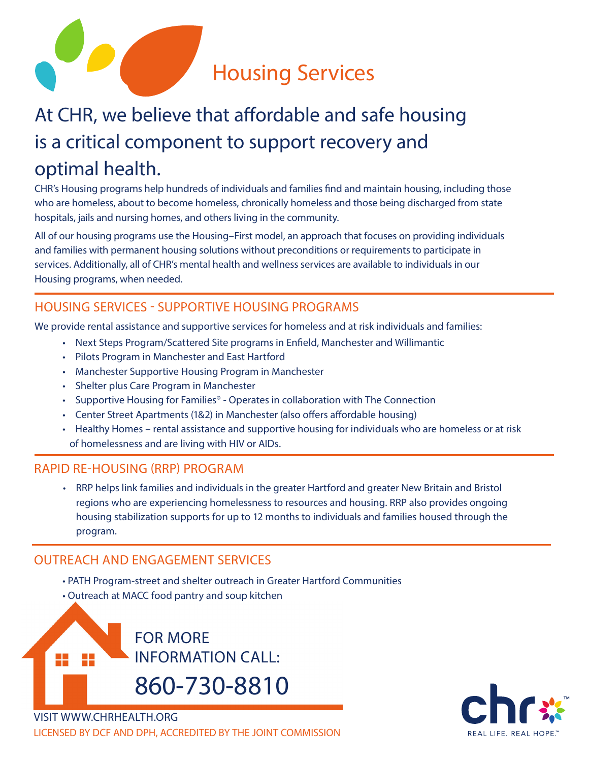# Housing Services

## At CHR, we believe that affordable and safe housing is a critical component to support recovery and optimal health.

CHR's Housing programs help hundreds of individuals and families find and maintain housing, including those who are homeless, about to become homeless, chronically homeless and those being discharged from state hospitals, jails and nursing homes, and others living in the community.

All of our housing programs use the Housing–First model, an approach that focuses on providing individuals and families with permanent housing solutions without preconditions or requirements to participate in services. Additionally, all of CHR's mental health and wellness services are available to individuals in our Housing programs, when needed.

### HOUSING SERVICES - SUPPORTIVE HOUSING PROGRAMS

We provide rental assistance and supportive services for homeless and at risk individuals and families:

- Next Steps Program/Scattered Site programs in Enfield, Manchester and Willimantic
- Pilots Program in Manchester and East Hartford
- Manchester Supportive Housing Program in Manchester
- Shelter plus Care Program in Manchester
- Supportive Housing for Families® - Operates in collaboration with The Connection
- Center Street Apartments (1&2) in Manchester (also offers affordable housing)
- Healthy Homes – rental assistance and supportive housing for individuals who are homeless or at risk of homelessness and are living with HIV or AIDs.

### RAPID RE-HOUSING (RRP) PROGRAM

- RRP helps link families and individuals in the greater Hartford and greater New Britain and Bristol regions who are experiencing homelessness to resources and housing. RRP also provides ongoing housing stabilization supports for up to 12 months to individuals and families housed through the program.

### OUTREACH AND ENGAGEMENT SERVICES

- PATH Program-street and shelter outreach in Greater Hartford Communities
- Outreach at MACC food pantry and soup kitchen

FOR MORE INFORMATION CALL:

**860-730-8810**

VISIT WWW.CHRHEALTH.ORG

LICENSED BY DCF AND DPH, ACCREDITED BY THE JOINT COMMISSION

chr™

REAL LIFE. REAL HOPE.™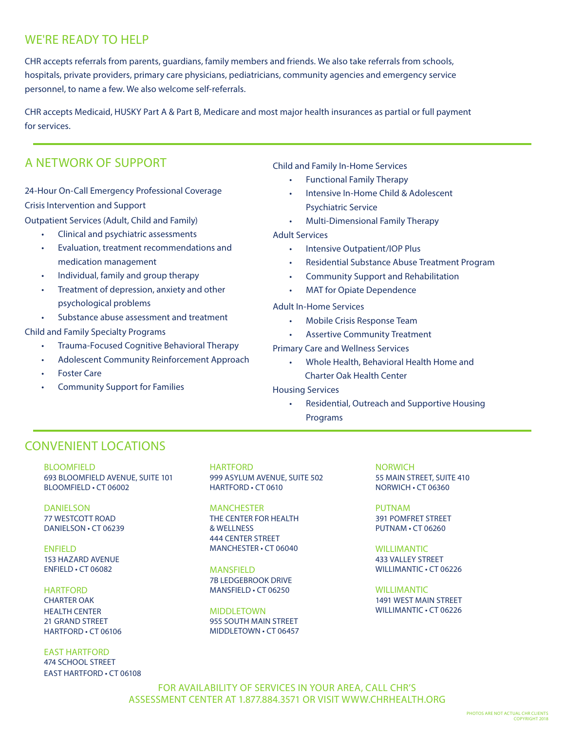## WE'RE READY TO HELP

CHR accepts referrals from parents, guardians, family members and friends. We also take referrals from schools, hospitals, private providers, primary care physicians, pediatricians, community agencies and emergency service personnel, to name a few. We also welcome self-referrals.

CHR accepts Medicaid, HUSKY Part A & Part B, Medicare and most major health insurances as partial or full payment for services.

## A NETWORK OF SUPPORT

24-Hour On-Call Emergency Professional Coverage

Crisis Intervention and Support

Outpatient Services (Adult, Child and Family)

- Clinical and psychiatric assessments
- Evaluation, treatment recommendations and medication management
- Individual, family and group therapy
- Treatment of depression, anxiety and other psychological problems
- Substance abuse assessment and treatment

Child and Family Specialty Programs

- Trauma-Focused Cognitive Behavioral Therapy
- Adolescent Community Reinforcement Approach
- Foster Care
- Community Support for Families

Child and Family In-Home Services

- Functional Family Therapy
- Intensive In-Home Child & Adolescent Psychiatric Service
- Multi-Dimensional Family Therapy

Adult Services

- Intensive Outpatient/IOP Plus
- Residential Substance Abuse Treatment Program
- Community Support and Rehabilitation
- MAT for Opiate Dependence

Adult In-Home Services

- Mobile Crisis Response Team
- Assertive Community Treatment

Primary Care and Wellness Services

- Whole Health, Behavioral Health Home and Charter Oak Health Center

Housing Services

- Residential, Outreach and Supportive Housing Programs

## CONVENIENT LOCATIONS

BLOOMFIELD
693 BLOOMFIELD AVENUE, SUITE 101
BLOOMFIELD • CT 06002

DANIELSON
77 WESTCOTT ROAD
DANIELSON • CT 06239

ENFIELD
153 HAZARD AVENUE
ENFIELD • CT 06082

HARTFORD
CHARTER OAK
HEALTH CENTER
21 GRAND STREET
HARTFORD • CT 06106

EAST HARTFORD
474 SCHOOL STREET
EAST HARTFORD • CT 06108

HARTFORD
999 ASYLUM AVENUE, SUITE 502
HARTFORD • CT 0610

MANCHESTER
THE CENTER FOR HEALTH
& WELLNESS
444 CENTER STREET
MANCHESTER • CT 06040

MANSFIELD
7B LEDGEBROOK DRIVE
MANSFIELD • CT 06250

MIDDLETOWN
955 SOUTH MAIN STREET
MIDDLETOWN • CT 06457

NORWICH
55 MAIN STREET, SUITE 410
NORWICH • CT 06360

PUTNAM
391 POMFRET STREET
PUTNAM • CT 06260

WILLIMANTIC
433 VALLEY STREET
WILLIMANTIC • CT 06226

WILLIMANTIC
1491 WEST MAIN STREET
WILLIMANTIC • CT 06226

FOR AVAILABILITY OF SERVICES IN YOUR AREA, CALL CHR'S ASSESSMENT CENTER AT 1.877.884.3571 OR VISIT WWW.CHRHEALTH.ORG

PHOTOS ARE NOT ACTUAL CHR CLIENTS
COPYRIGHT 2018